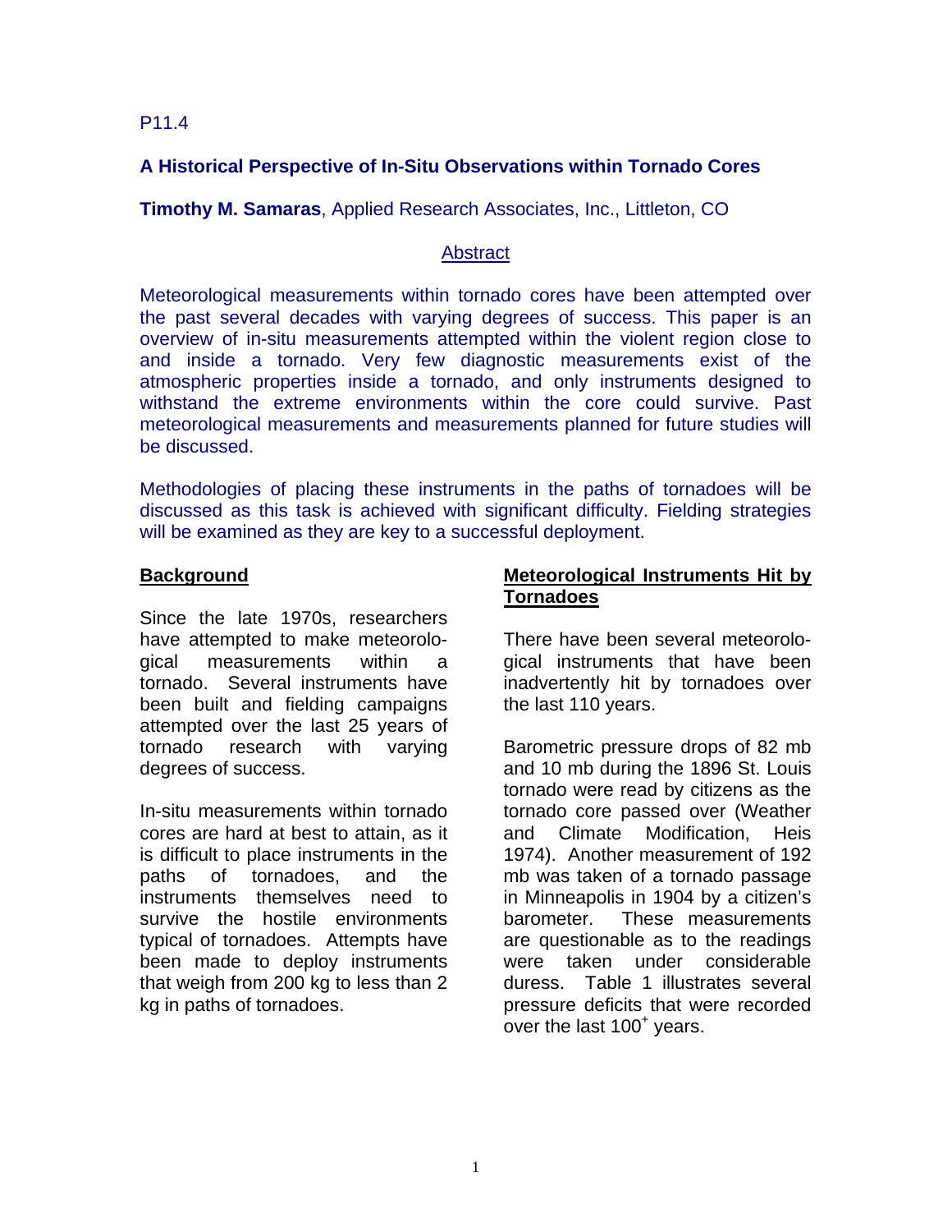P11.4

# A Historical Perspective of In-Situ Observations within Tornado Cores

**Timothy M. Samaras**, Applied Research Associates, Inc., Littleton, CO

## Abstract

Meteorological measurements within tornado cores have been attempted over the past several decades with varying degrees of success. This paper is an overview of in-situ measurements attempted within the violent region close to and inside a tornado. Very few diagnostic measurements exist of the atmospheric properties inside a tornado, and only instruments designed to withstand the extreme environments within the core could survive. Past meteorological measurements and measurements planned for future studies will be discussed.

Methodologies of placing these instruments in the paths of tornadoes will be discussed as this task is achieved with significant difficulty. Fielding strategies will be examined as they are key to a successful deployment.

## Background

Since the late 1970s, researchers have attempted to make meteorological measurements within a tornado. Several instruments have been built and fielding campaigns attempted over the last 25 years of tornado research with varying degrees of success.

In-situ measurements within tornado cores are hard at best to attain, as it is difficult to place instruments in the paths of tornadoes, and the instruments themselves need to survive the hostile environments typical of tornadoes. Attempts have been made to deploy instruments that weigh from 200 kg to less than 2 kg in paths of tornadoes.

## Meteorological Instruments Hit by Tornadoes

There have been several meteorological instruments that have been inadvertently hit by tornadoes over the last 110 years.

Barometric pressure drops of 82 mb and 10 mb during the 1896 St. Louis tornado were read by citizens as the tornado core passed over (Weather and Climate Modification, Heis 1974). Another measurement of 192 mb was taken of a tornado passage in Minneapolis in 1904 by a citizen's barometer. These measurements are questionable as to the readings were taken under considerable duress. Table 1 illustrates several pressure deficits that were recorded over the last $100^{+}$ years.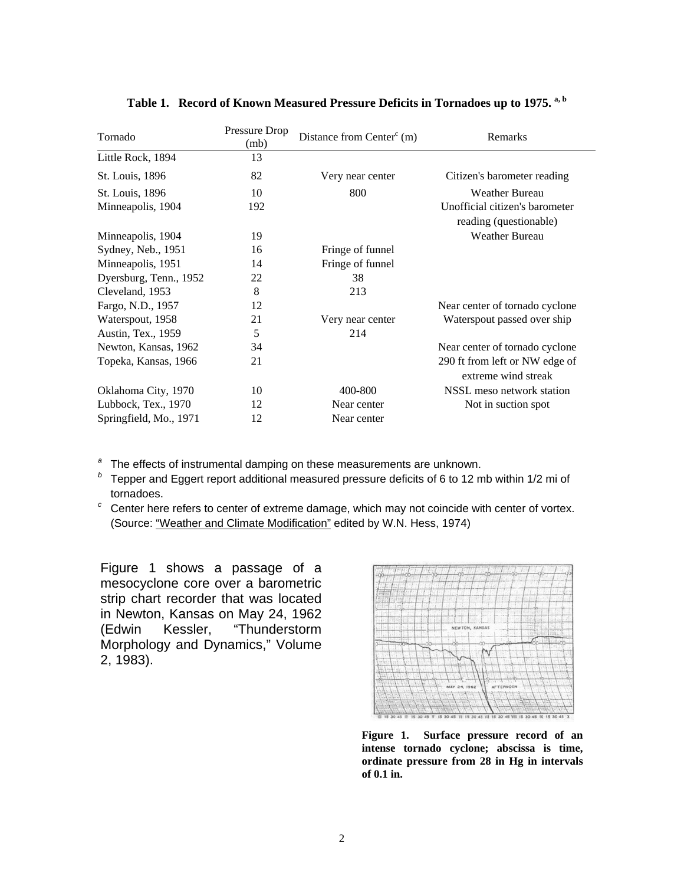**Table 1. Record of Known Measured Pressure Deficits in Tornadoes up to 1975.** [a, b]

| Tornado | Pressure Drop (mb) | Distance from Center[c] (m) | Remarks |
|---|---|---|---|
| Little Rock, 1894 | 13 | | |
| St. Louis, 1896 | 82 | Very near center | Citizen's barometer reading |
| St. Louis, 1896 | 10 | 800 | Weather Bureau |
| Minneapolis, 1904 | 192 | | Unofficial citizen's barometer reading (questionable) |
| Minneapolis, 1904 | 19 | | Weather Bureau |
| Sydney, Neb., 1951 | 16 | Fringe of funnel | |
| Minneapolis, 1951 | 14 | Fringe of funnel | |
| Dyersburg, Tenn., 1952 | 22 | 38 | |
| Cleveland, 1953 | 8 | 213 | |
| Fargo, N.D., 1957 | 12 | | Near center of tornado cyclone |
| Waterspout, 1958 | 21 | Very near center | Waterspout passed over ship |
| Austin, Tex., 1959 | 5 | 214 | |
| Newton, Kansas, 1962 | 34 | | Near center of tornado cyclone |
| Topeka, Kansas, 1966 | 21 | | 290 ft from left or NW edge of extreme wind streak |
| Oklahoma City, 1970 | 10 | 400-800 | NSSL meso network station |
| Lubbock, Tex., 1970 | 12 | Near center | Not in suction spot |
| Springfield, Mo., 1971 | 12 | Near center | |

[a] The effects of instrumental damping on these measurements are unknown.

[b] Tepper and Eggert report additional measured pressure deficits of 6 to 12 mb within 1/2 mi of tornadoes.

[c] Center here refers to center of extreme damage, which may not coincide with center of vortex. (Source: "Weather and Climate Modification" edited by W.N. Hess, 1974)

Figure 1 shows a passage of a mesocyclone core over a barometric strip chart recorder that was located in Newton, Kansas on May 24, 1962 (Edwin Kessler, "Thunderstorm Morphology and Dynamics," Volume 2, 1983).

**Figure 1. Surface pressure record of an intense tornado cyclone; abscissa is time, ordinate pressure from 28 in Hg in intervals of 0.1 in.**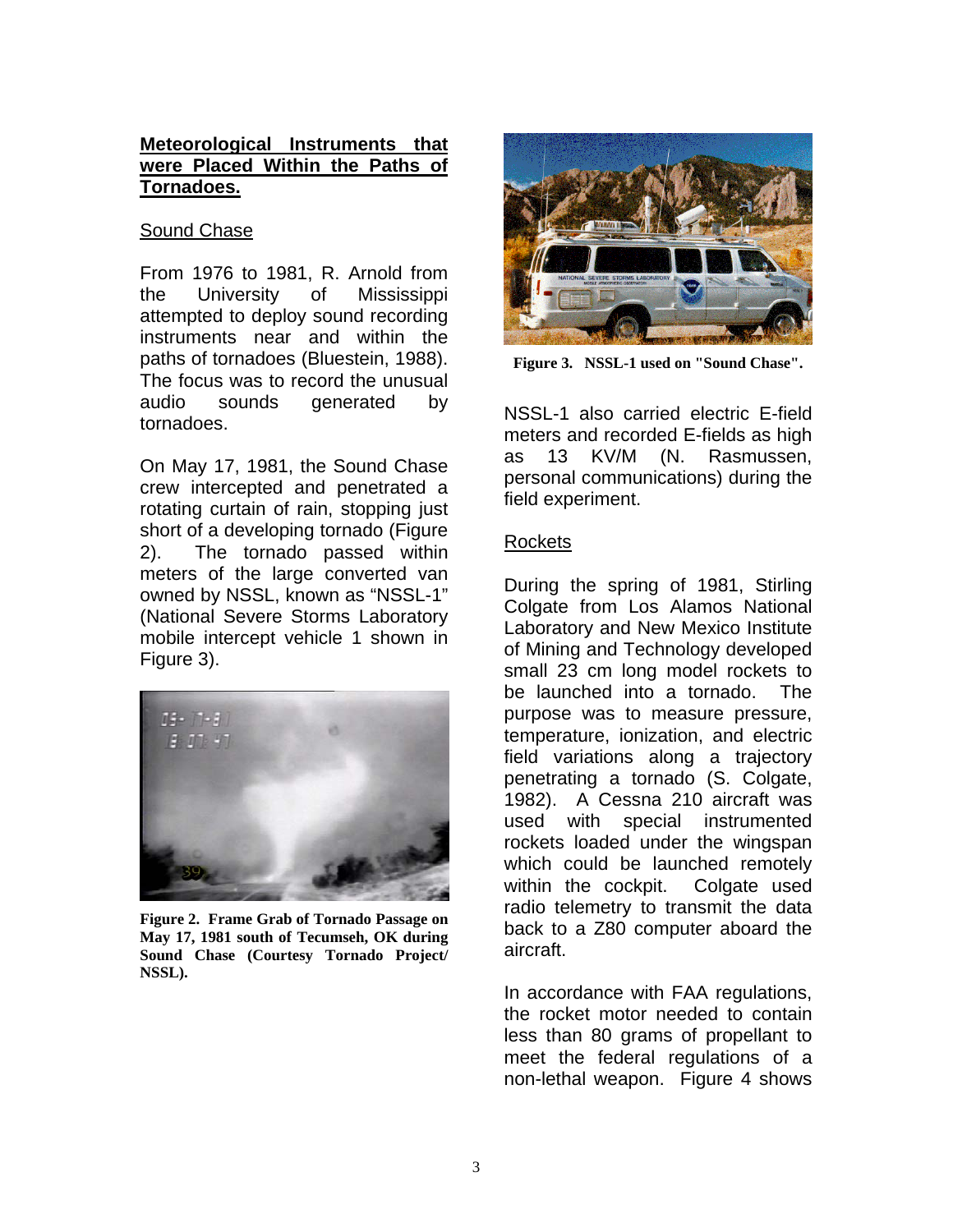## Meteorological Instruments that were Placed Within the Paths of Tornadoes.

### Sound Chase

From 1976 to 1981, R. Arnold from the University of Mississippi attempted to deploy sound recording instruments near and within the paths of tornadoes (Bluestein, 1988). The focus was to record the unusual audio sounds generated by tornadoes.

On May 17, 1981, the Sound Chase crew intercepted and penetrated a rotating curtain of rain, stopping just short of a developing tornado (Figure 2). The tornado passed within meters of the large converted van owned by NSSL, known as "NSSL-1" (National Severe Storms Laboratory mobile intercept vehicle 1 shown in Figure 3).

**Figure 2. Frame Grab of Tornado Passage on May 17, 1981 south of Tecumseh, OK during Sound Chase (Courtesy Tornado Project/ NSSL).**

**Figure 3. NSSL-1 used on "Sound Chase".**

NSSL-1 also carried electric E-field meters and recorded E-fields as high as 13 KV/M (N. Rasmussen, personal communications) during the field experiment.

### Rockets

During the spring of 1981, Stirling Colgate from Los Alamos National Laboratory and New Mexico Institute of Mining and Technology developed small 23 cm long model rockets to be launched into a tornado. The purpose was to measure pressure, temperature, ionization, and electric field variations along a trajectory penetrating a tornado (S. Colgate, 1982). A Cessna 210 aircraft was used with special instrumented rockets loaded under the wingspan which could be launched remotely within the cockpit. Colgate used radio telemetry to transmit the data back to a Z80 computer aboard the aircraft.

In accordance with FAA regulations, the rocket motor needed to contain less than 80 grams of propellant to meet the federal regulations of a non-lethal weapon. Figure 4 shows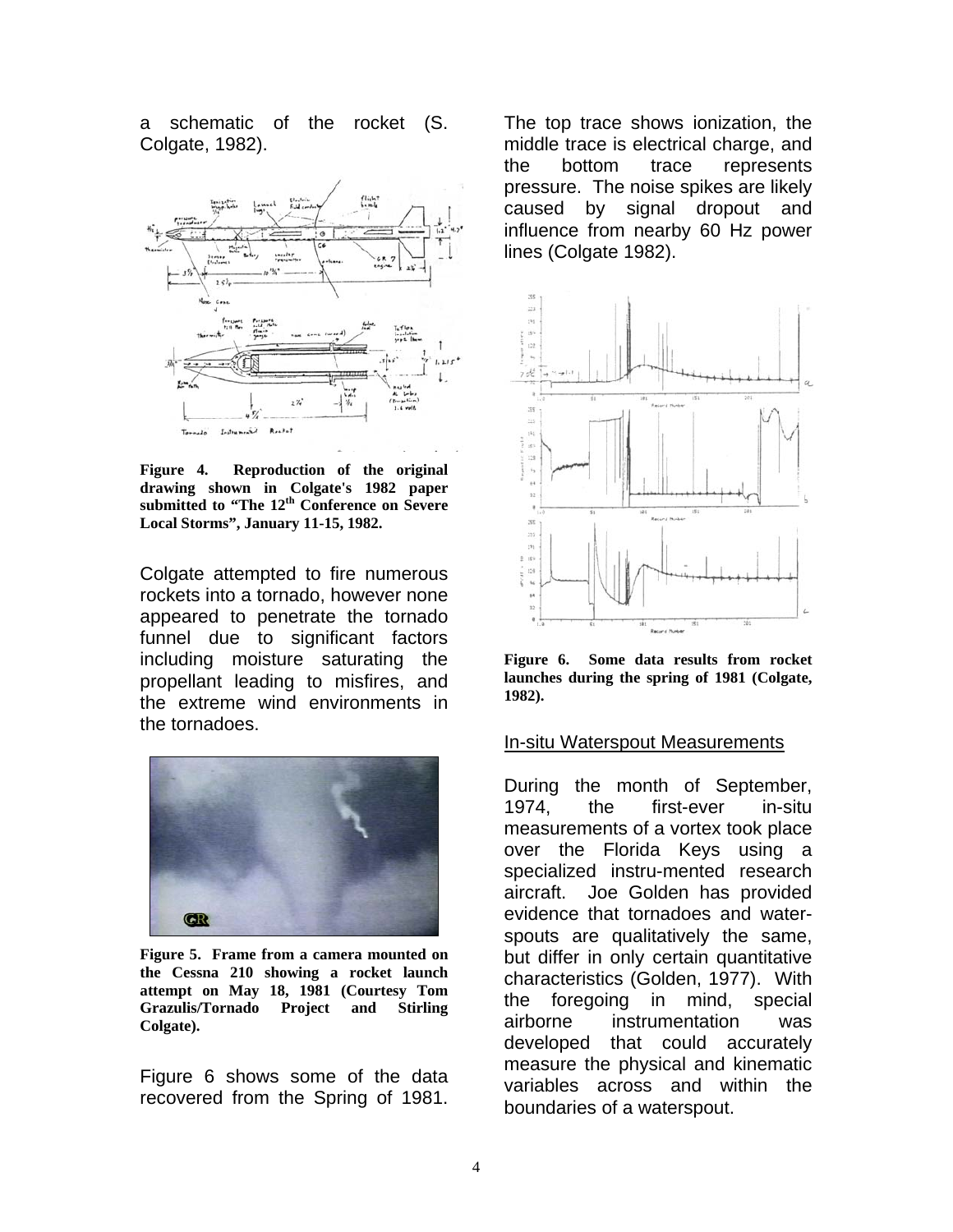a schematic of the rocket (S. Colgate, 1982).

**Figure 4. Reproduction of the original drawing shown in Colgate's 1982 paper submitted to "The 12th Conference on Severe Local Storms", January 11-15, 1982.**

Colgate attempted to fire numerous rockets into a tornado, however none appeared to penetrate the tornado funnel due to significant factors including moisture saturating the propellant leading to misfires, and the extreme wind environments in the tornadoes.

**Figure 5. Frame from a camera mounted on the Cessna 210 showing a rocket launch attempt on May 18, 1981 (Courtesy Tom Grazulis/Tornado Project and Stirling Colgate).**

Figure 6 shows some of the data recovered from the Spring of 1981. The top trace shows ionization, the middle trace is electrical charge, and the bottom trace represents pressure. The noise spikes are likely caused by signal dropout and influence from nearby 60 Hz power lines (Colgate 1982).

**Figure 6. Some data results from rocket launches during the spring of 1981 (Colgate, 1982).**

## In-situ Waterspout Measurements

During the month of September, 1974, the first-ever in-situ measurements of a vortex took place over the Florida Keys using a specialized instru-mented research aircraft. Joe Golden has provided evidence that tornadoes and water-spouts are qualitatively the same, but differ in only certain quantitative characteristics (Golden, 1977). With the foregoing in mind, special airborne instrumentation was developed that could accurately measure the physical and kinematic variables across and within the boundaries of a waterspout.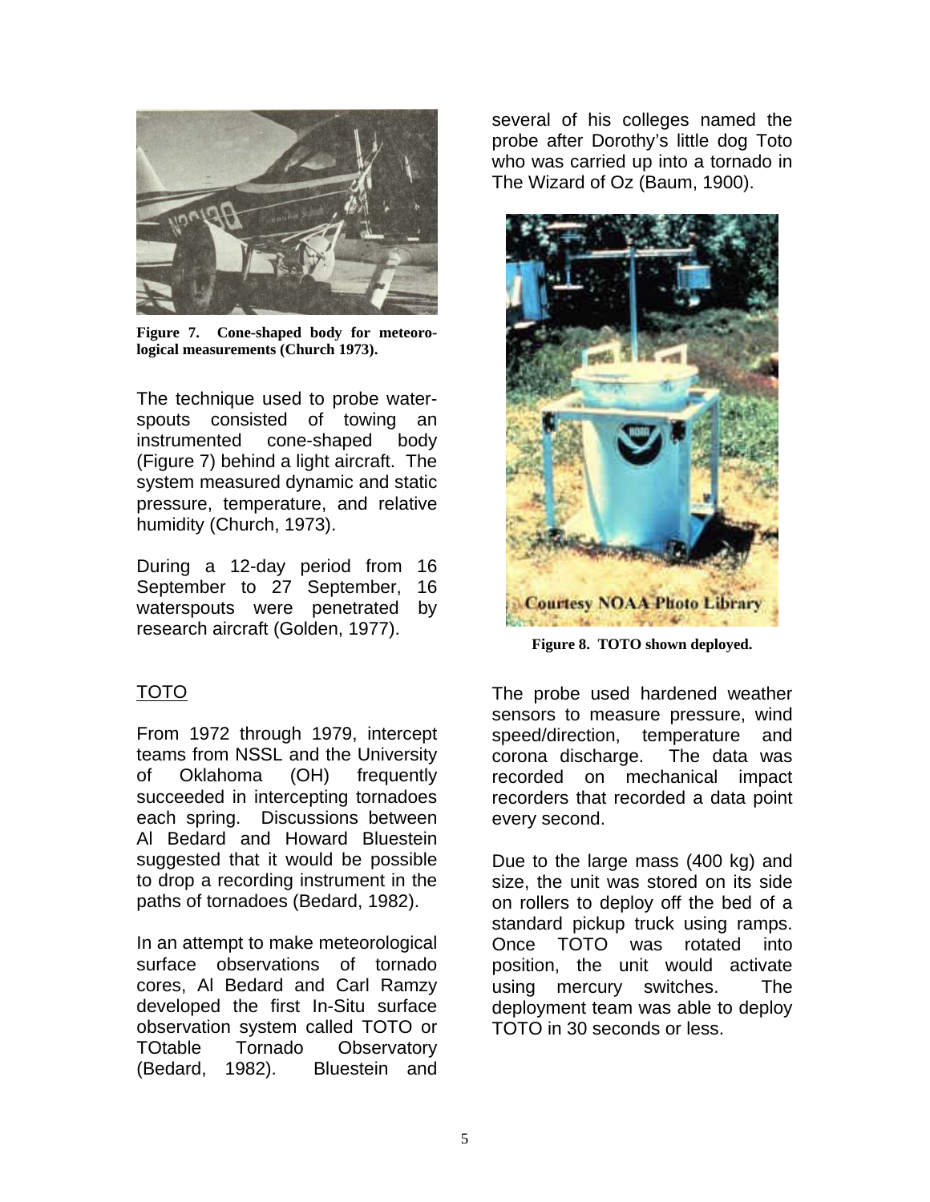Figure 7. Cone-shaped body for meteorological measurements (Church 1973).

The technique used to probe waterspouts consisted of towing an instrumented cone-shaped body (Figure 7) behind a light aircraft. The system measured dynamic and static pressure, temperature, and relative humidity (Church, 1973).

During a 12-day period from 16 September to 27 September, 16 waterspouts were penetrated by research aircraft (Golden, 1977).

## TOTO

From 1972 through 1979, intercept teams from NSSL and the University of Oklahoma (OH) frequently succeeded in intercepting tornadoes each spring. Discussions between Al Bedard and Howard Bluestein suggested that it would be possible to drop a recording instrument in the paths of tornadoes (Bedard, 1982).

In an attempt to make meteorological surface observations of tornado cores, Al Bedard and Carl Ramzy developed the first In-Situ surface observation system called TOTO or TOtable Tornado Observatory (Bedard, 1982). Bluestein and several of his colleges named the probe after Dorothy's little dog Toto who was carried up into a tornado in The Wizard of Oz (Baum, 1900).

Figure 8. TOTO shown deployed.

The probe used hardened weather sensors to measure pressure, wind speed/direction, temperature and corona discharge. The data was recorded on mechanical impact recorders that recorded a data point every second.

Due to the large mass (400 kg) and size, the unit was stored on its side on rollers to deploy off the bed of a standard pickup truck using ramps. Once TOTO was rotated into position, the unit would activate using mercury switches. The deployment team was able to deploy TOTO in 30 seconds or less.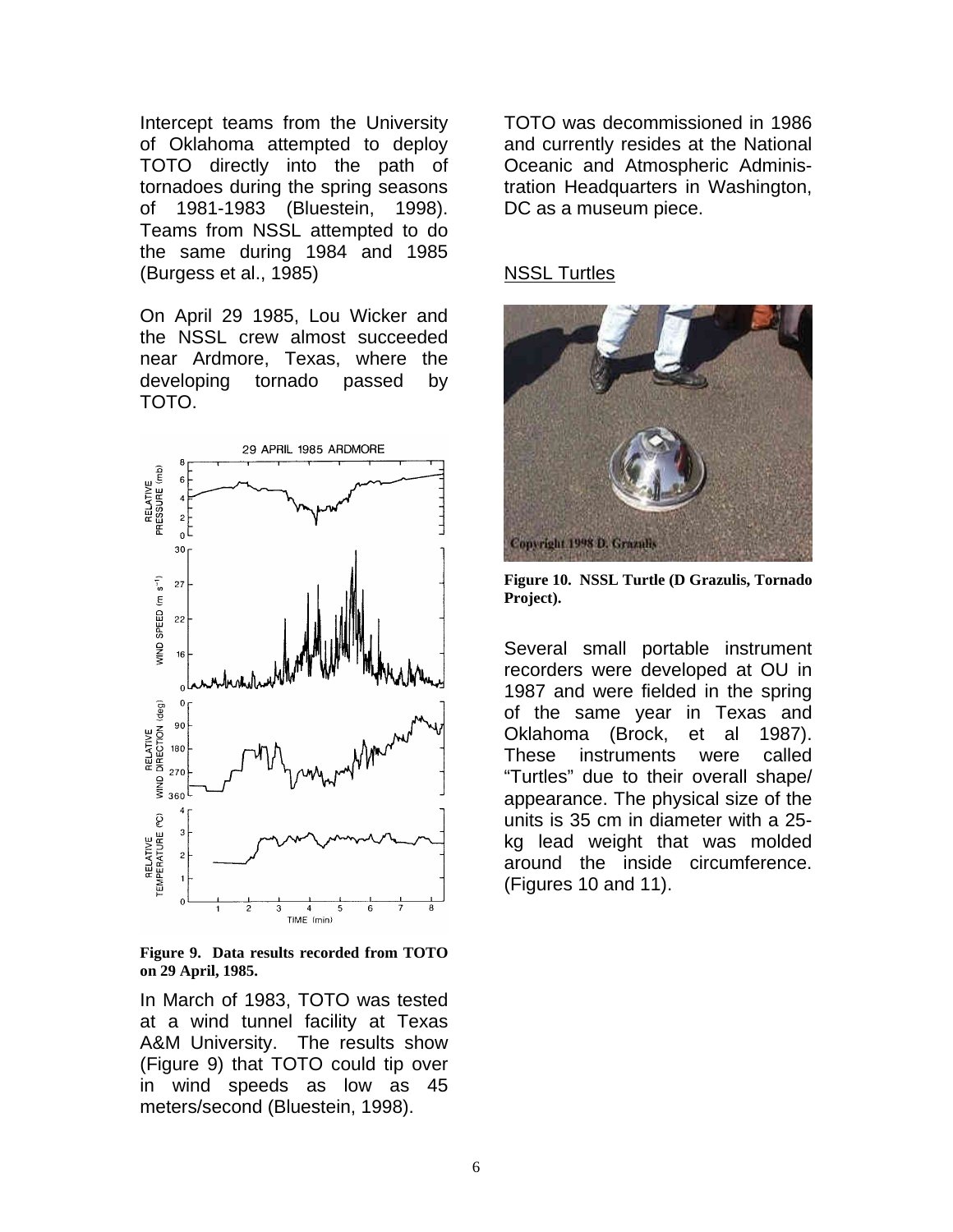Intercept teams from the University of Oklahoma attempted to deploy TOTO directly into the path of tornadoes during the spring seasons of 1981-1983 (Bluestein, 1998). Teams from NSSL attempted to do the same during 1984 and 1985 (Burgess et al., 1985)

On April 29 1985, Lou Wicker and the NSSL crew almost succeeded near Ardmore, Texas, where the developing tornado passed by TOTO.

**Figure 9. Data results recorded from TOTO on 29 April, 1985.**

In March of 1983, TOTO was tested at a wind tunnel facility at Texas A&M University. The results show (Figure 9) that TOTO could tip over in wind speeds as low as 45 meters/second (Bluestein, 1998).

TOTO was decommissioned in 1986 and currently resides at the National Oceanic and Atmospheric Administration Headquarters in Washington, DC as a museum piece.

## NSSL Turtles

**Figure 10. NSSL Turtle (D Grazulis, Tornado Project).**

Several small portable instrument recorders were developed at OU in 1987 and were fielded in the spring of the same year in Texas and Oklahoma (Brock, et al 1987). These instruments were called "Turtles" due to their overall shape/ appearance. The physical size of the units is 35 cm in diameter with a 25-kg lead weight that was molded around the inside circumference. (Figures 10 and 11).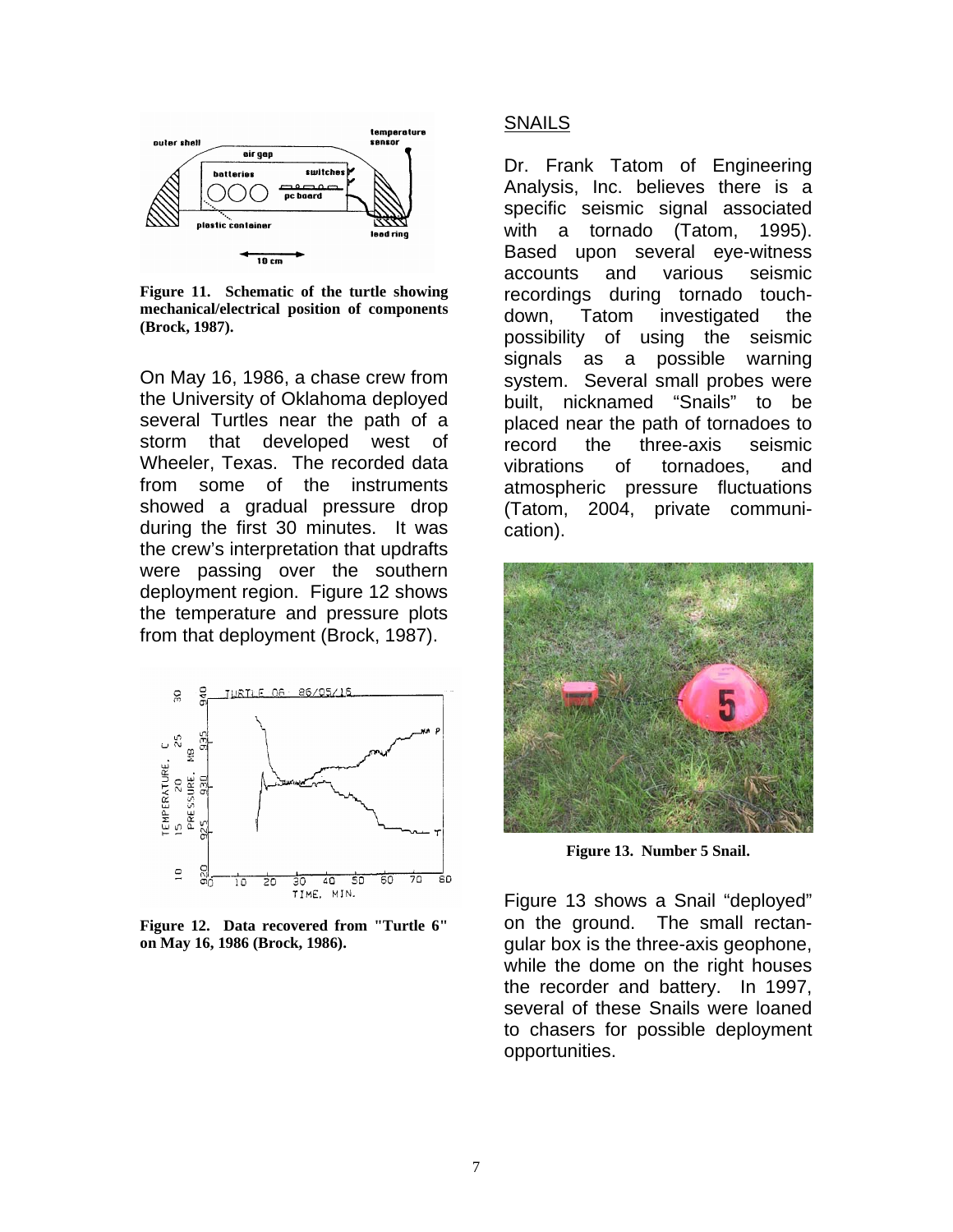Figure 11. Schematic of the turtle showing mechanical/electrical position of components (Brock, 1987).

On May 16, 1986, a chase crew from the University of Oklahoma deployed several Turtles near the path of a storm that developed west of Wheeler, Texas. The recorded data from some of the instruments showed a gradual pressure drop during the first 30 minutes. It was the crew's interpretation that updrafts were passing over the southern deployment region. Figure 12 shows the temperature and pressure plots from that deployment (Brock, 1987).

Figure 12. Data recovered from "Turtle 6" on May 16, 1986 (Brock, 1986).

## SNAILS

Dr. Frank Tatom of Engineering Analysis, Inc. believes there is a specific seismic signal associated with a tornado (Tatom, 1995). Based upon several eye-witness accounts and various seismic recordings during tornado touch-down, Tatom investigated the possibility of using the seismic signals as a possible warning system. Several small probes were built, nicknamed "Snails" to be placed near the path of tornadoes to record the three-axis seismic vibrations of tornadoes, and atmospheric pressure fluctuations (Tatom, 2004, private communi-cation).

Figure 13. Number 5 Snail.

Figure 13 shows a Snail "deployed" on the ground. The small rectan-gular box is the three-axis geophone, while the dome on the right houses the recorder and battery. In 1997, several of these Snails were loaned to chasers for possible deployment opportunities.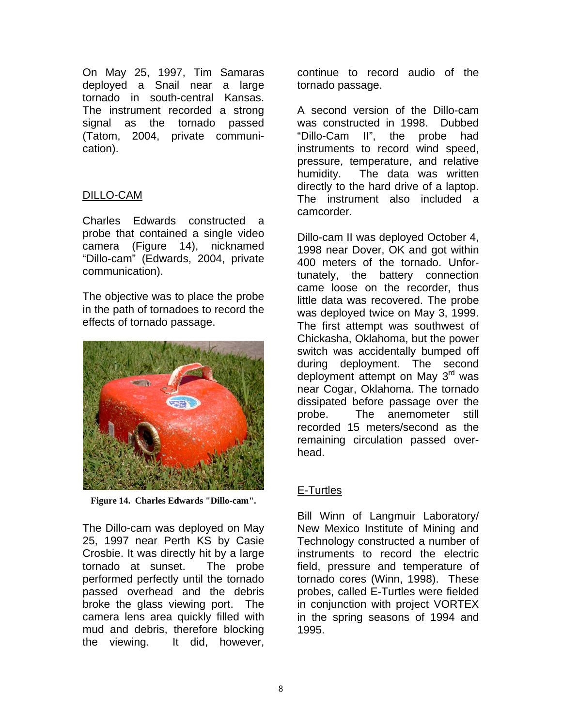On May 25, 1997, Tim Samaras deployed a Snail near a large tornado in south-central Kansas. The instrument recorded a strong signal as the tornado passed (Tatom, 2004, private communication).

## DILLO-CAM

Charles Edwards constructed a probe that contained a single video camera (Figure 14), nicknamed "Dillo-cam" (Edwards, 2004, private communication).

The objective was to place the probe in the path of tornadoes to record the effects of tornado passage.

**Figure 14. Charles Edwards "Dillo-cam".**

The Dillo-cam was deployed on May 25, 1997 near Perth KS by Casie Crosbie. It was directly hit by a large tornado at sunset. The probe performed perfectly until the tornado passed overhead and the debris broke the glass viewing port. The camera lens area quickly filled with mud and debris, therefore blocking the viewing. It did, however, continue to record audio of the tornado passage.

A second version of the Dillo-cam was constructed in 1998. Dubbed "Dillo-Cam II", the probe had instruments to record wind speed, pressure, temperature, and relative humidity. The data was written directly to the hard drive of a laptop. The instrument also included a camcorder.

Dillo-cam II was deployed October 4, 1998 near Dover, OK and got within 400 meters of the tornado. Unfortunately, the battery connection came loose on the recorder, thus little data was recovered. The probe was deployed twice on May 3, 1999. The first attempt was southwest of Chickasha, Oklahoma, but the power switch was accidentally bumped off during deployment. The second deployment attempt on May 3rd was near Cogar, Oklahoma. The tornado dissipated before passage over the probe. The anemometer still recorded 15 meters/second as the remaining circulation passed overhead.

## E-Turtles

Bill Winn of Langmuir Laboratory/ New Mexico Institute of Mining and Technology constructed a number of instruments to record the electric field, pressure and temperature of tornado cores (Winn, 1998). These probes, called E-Turtles were fielded in conjunction with project VORTEX in the spring seasons of 1994 and 1995.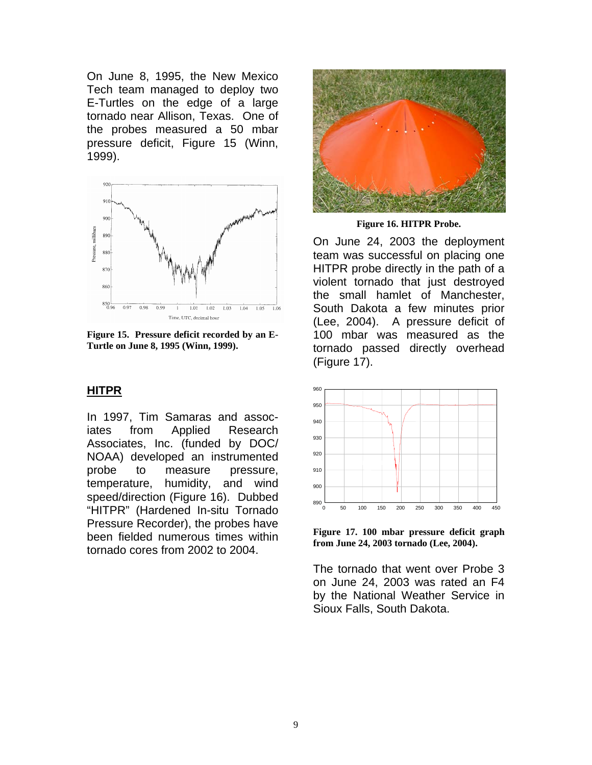On June 8, 1995, the New Mexico Tech team managed to deploy two E-Turtles on the edge of a large tornado near Allison, Texas. One of the probes measured a 50 mbar pressure deficit, Figure 15 (Winn, 1999).

**Figure 15. Pressure deficit recorded by an E-Turtle on June 8, 1995 (Winn, 1999).**

## HITPR

In 1997, Tim Samaras and associates from Applied Research Associates, Inc. (funded by DOC/ NOAA) developed an instrumented probe to measure pressure, temperature, humidity, and wind speed/direction (Figure 16). Dubbed "HITPR" (Hardened In-situ Tornado Pressure Recorder), the probes have been fielded numerous times within tornado cores from 2002 to 2004.

**Figure 16. HITPR Probe.**

On June 24, 2003 the deployment team was successful on placing one HITPR probe directly in the path of a violent tornado that just destroyed the small hamlet of Manchester, South Dakota a few minutes prior (Lee, 2004). A pressure deficit of 100 mbar was measured as the tornado passed directly overhead (Figure 17).

**Figure 17. 100 mbar pressure deficit graph from June 24, 2003 tornado (Lee, 2004).**

The tornado that went over Probe 3 on June 24, 2003 was rated an F4 by the National Weather Service in Sioux Falls, South Dakota.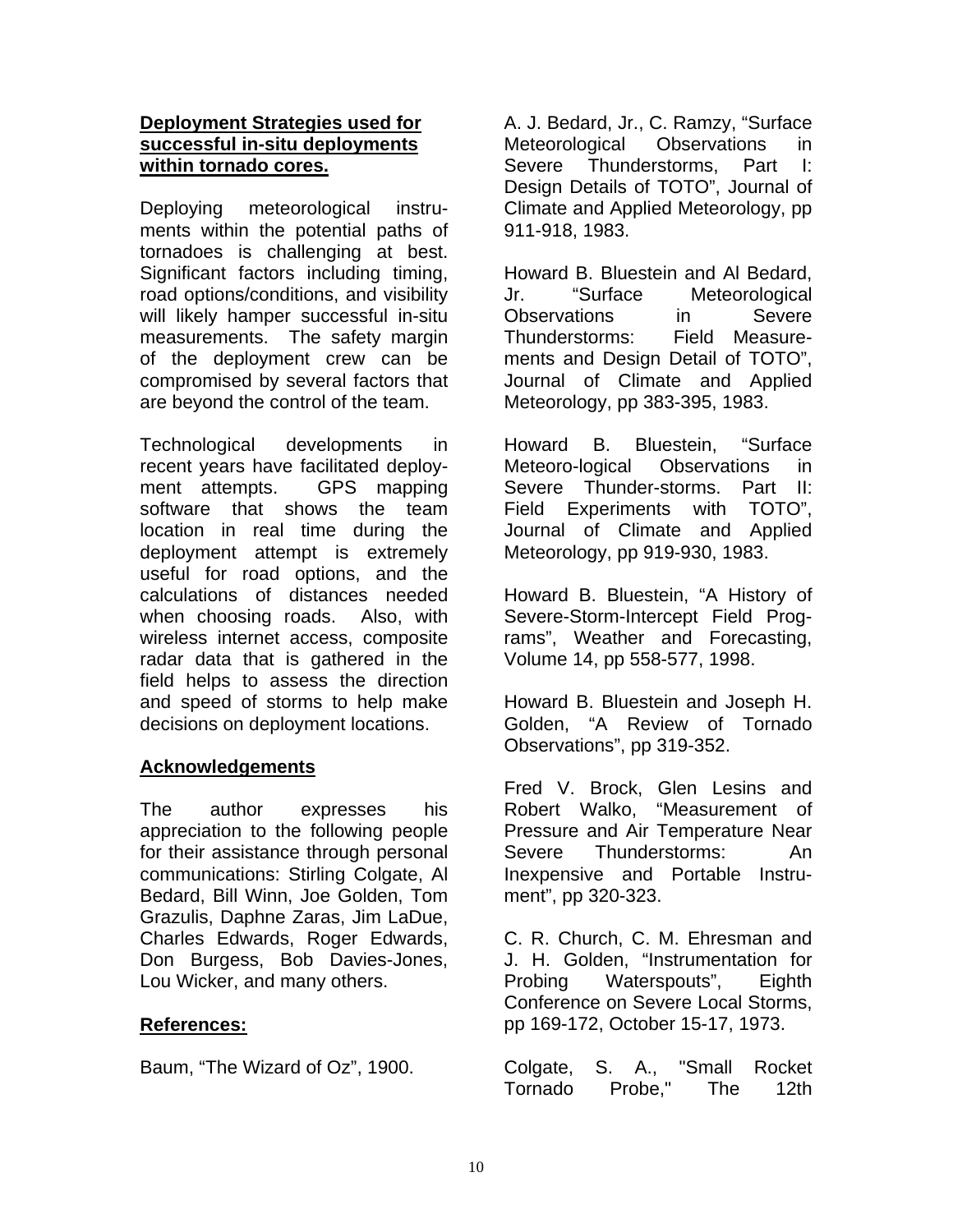## Deployment Strategies used for successful in-situ deployments within tornado cores.

Deploying meteorological instruments within the potential paths of tornadoes is challenging at best. Significant factors including timing, road options/conditions, and visibility will likely hamper successful in-situ measurements. The safety margin of the deployment crew can be compromised by several factors that are beyond the control of the team.

Technological developments in recent years have facilitated deployment attempts. GPS mapping software that shows the team location in real time during the deployment attempt is extremely useful for road options, and the calculations of distances needed when choosing roads. Also, with wireless internet access, composite radar data that is gathered in the field helps to assess the direction and speed of storms to help make decisions on deployment locations.

## Acknowledgements

The author expresses his appreciation to the following people for their assistance through personal communications: Stirling Colgate, Al Bedard, Bill Winn, Joe Golden, Tom Grazulis, Daphne Zaras, Jim LaDue, Charles Edwards, Roger Edwards, Don Burgess, Bob Davies-Jones, Lou Wicker, and many others.

## References:

Baum, "The Wizard of Oz", 1900.

A. J. Bedard, Jr., C. Ramzy, "Surface Meteorological Observations in Severe Thunderstorms, Part I: Design Details of TOTO", Journal of Climate and Applied Meteorology, pp 911-918, 1983.

Howard B. Bluestein and Al Bedard, Jr. "Surface Meteorological Observations in Severe Thunderstorms: Field Measurements and Design Detail of TOTO", Journal of Climate and Applied Meteorology, pp 383-395, 1983.

Howard B. Bluestein, "Surface Meteoro-logical Observations in Severe Thunder-storms. Part II: Field Experiments with TOTO", Journal of Climate and Applied Meteorology, pp 919-930, 1983.

Howard B. Bluestein, "A History of Severe-Storm-Intercept Field Programs", Weather and Forecasting, Volume 14, pp 558-577, 1998.

Howard B. Bluestein and Joseph H. Golden, "A Review of Tornado Observations", pp 319-352.

Fred V. Brock, Glen Lesins and Robert Walko, "Measurement of Pressure and Air Temperature Near Severe Thunderstorms: An Inexpensive and Portable Instrument", pp 320-323.

C. R. Church, C. M. Ehresman and J. H. Golden, "Instrumentation for Probing Waterspouts", Eighth Conference on Severe Local Storms, pp 169-172, October 15-17, 1973.

Colgate, S. A., "Small Rocket Tornado Probe," The 12th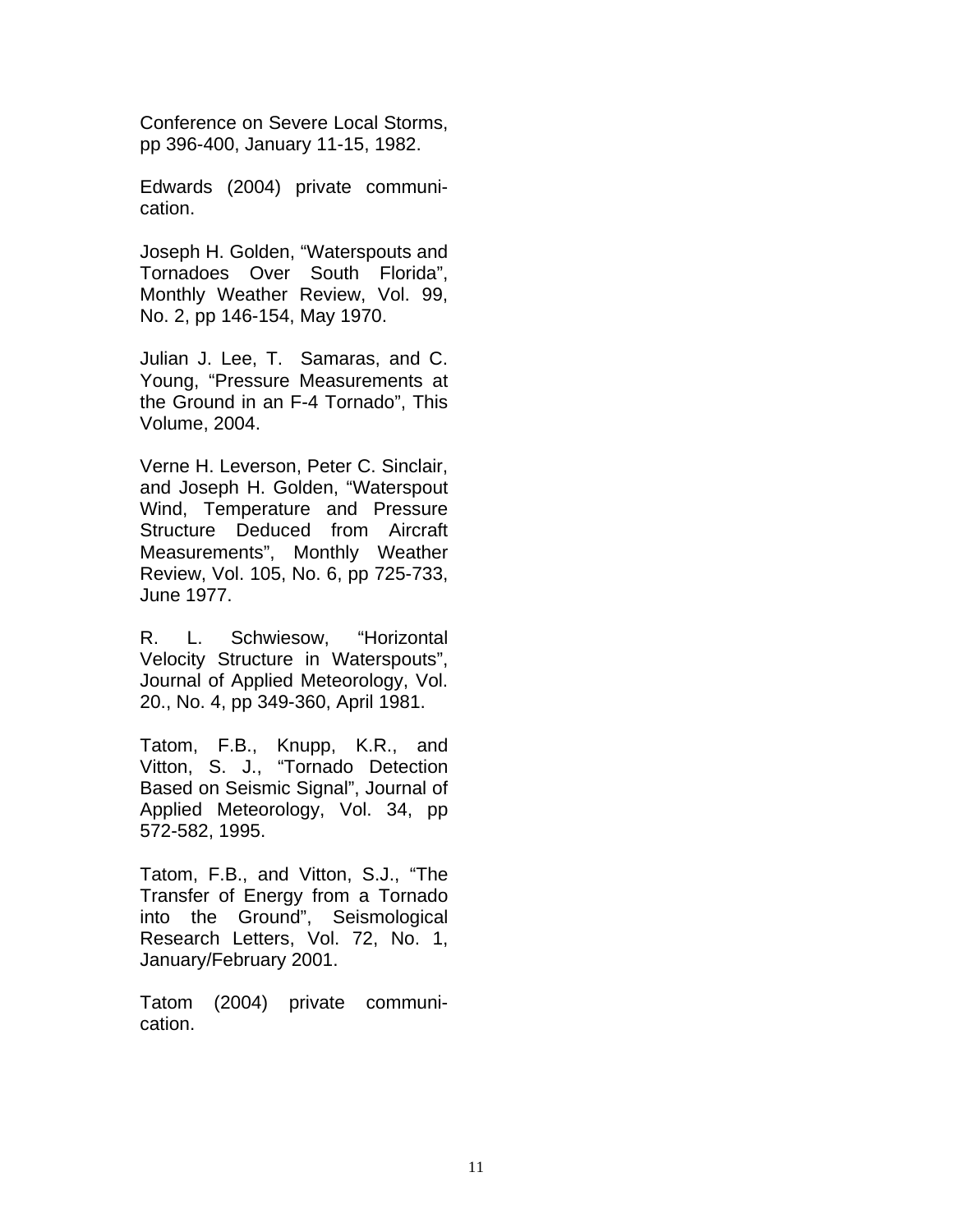Conference on Severe Local Storms, pp 396-400, January 11-15, 1982.

Edwards (2004) private communication.

Joseph H. Golden, "Waterspouts and Tornadoes Over South Florida", Monthly Weather Review, Vol. 99, No. 2, pp 146-154, May 1970.

Julian J. Lee, T. Samaras, and C. Young, "Pressure Measurements at the Ground in an F-4 Tornado", This Volume, 2004.

Verne H. Leverson, Peter C. Sinclair, and Joseph H. Golden, "Waterspout Wind, Temperature and Pressure Structure Deduced from Aircraft Measurements", Monthly Weather Review, Vol. 105, No. 6, pp 725-733, June 1977.

R. L. Schwiesow, "Horizontal Velocity Structure in Waterspouts", Journal of Applied Meteorology, Vol. 20., No. 4, pp 349-360, April 1981.

Tatom, F.B., Knupp, K.R., and Vitton, S. J., "Tornado Detection Based on Seismic Signal", Journal of Applied Meteorology, Vol. 34, pp 572-582, 1995.

Tatom, F.B., and Vitton, S.J., "The Transfer of Energy from a Tornado into the Ground", Seismological Research Letters, Vol. 72, No. 1, January/February 2001.

Tatom (2004) private communication.